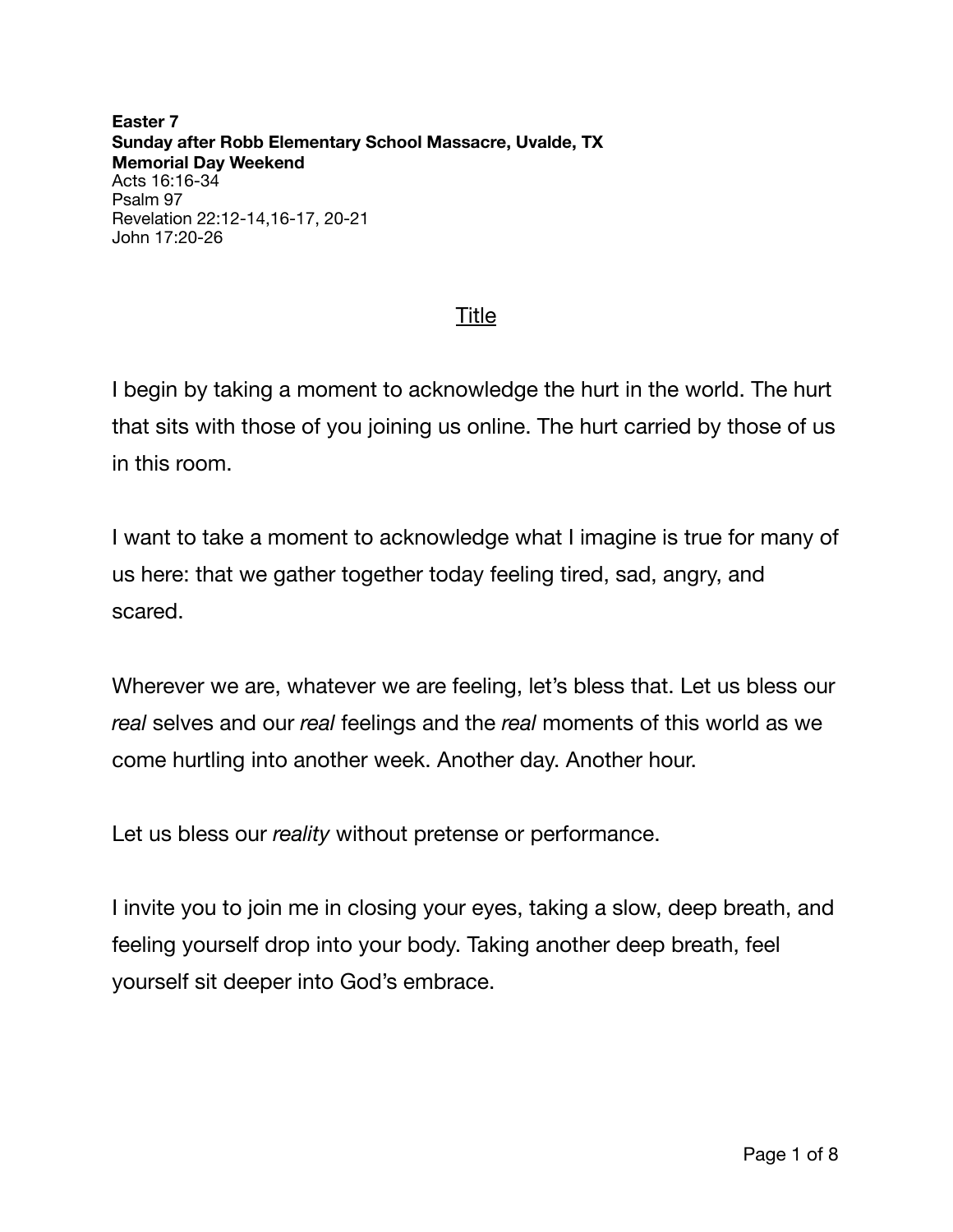**Easter 7**
**Sunday after Robb Elementary School Massacre, Uvalde, TX**
**Memorial Day Weekend**
Acts 16:16-34
Psalm 97
Revelation 22:12-14,16-17, 20-21
John 17:20-26

# Title

I begin by taking a moment to acknowledge the hurt in the world. The hurt that sits with those of you joining us online. The hurt carried by those of us in this room.

I want to take a moment to acknowledge what I imagine is true for many of us here: that we gather together today feeling tired, sad, angry, and scared.

Wherever we are, whatever we are feeling, let's bless that. Let us bless our *real* selves and our *real* feelings and the *real* moments of this world as we come hurtling into another week. Another day. Another hour.

Let us bless our *reality* without pretense or performance.

I invite you to join me in closing your eyes, taking a slow, deep breath, and feeling yourself drop into your body. Taking another deep breath, feel yourself sit deeper into God's embrace.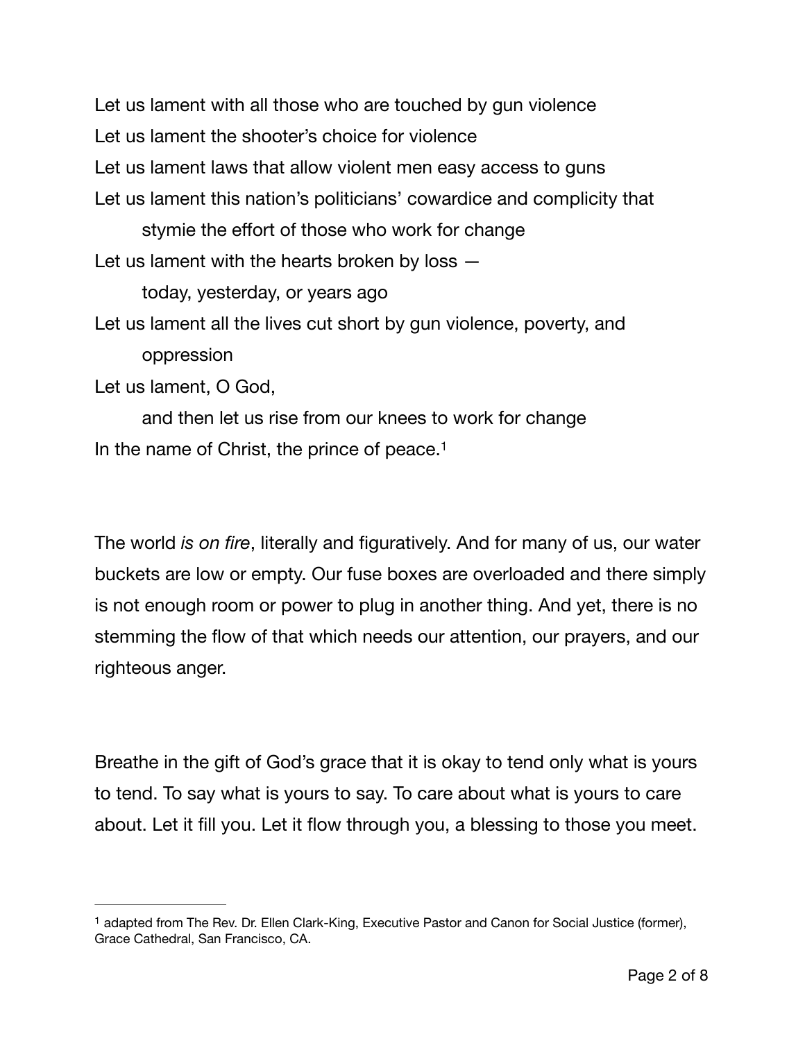Let us lament with all those who are touched by gun violence
Let us lament the shooter's choice for violence
Let us lament laws that allow violent men easy access to guns
Let us lament this nation's politicians' cowardice and complicity that
    stymie the effort of those who work for change
Let us lament with the hearts broken by loss —
    today, yesterday, or years ago
Let us lament all the lives cut short by gun violence, poverty, and
    oppression
Let us lament, O God,
    and then let us rise from our knees to work for change
In the name of Christ, the prince of peace.[1]

The world *is on fire*, literally and figuratively. And for many of us, our water buckets are low or empty. Our fuse boxes are overloaded and there simply is not enough room or power to plug in another thing. And yet, there is no stemming the flow of that which needs our attention, our prayers, and our righteous anger.

Breathe in the gift of God's grace that it is okay to tend only what is yours to tend. To say what is yours to say. To care about what is yours to care about. Let it fill you. Let it flow through you, a blessing to those you meet.

---

[1] adapted from The Rev. Dr. Ellen Clark-King, Executive Pastor and Canon for Social Justice (former), Grace Cathedral, San Francisco, CA.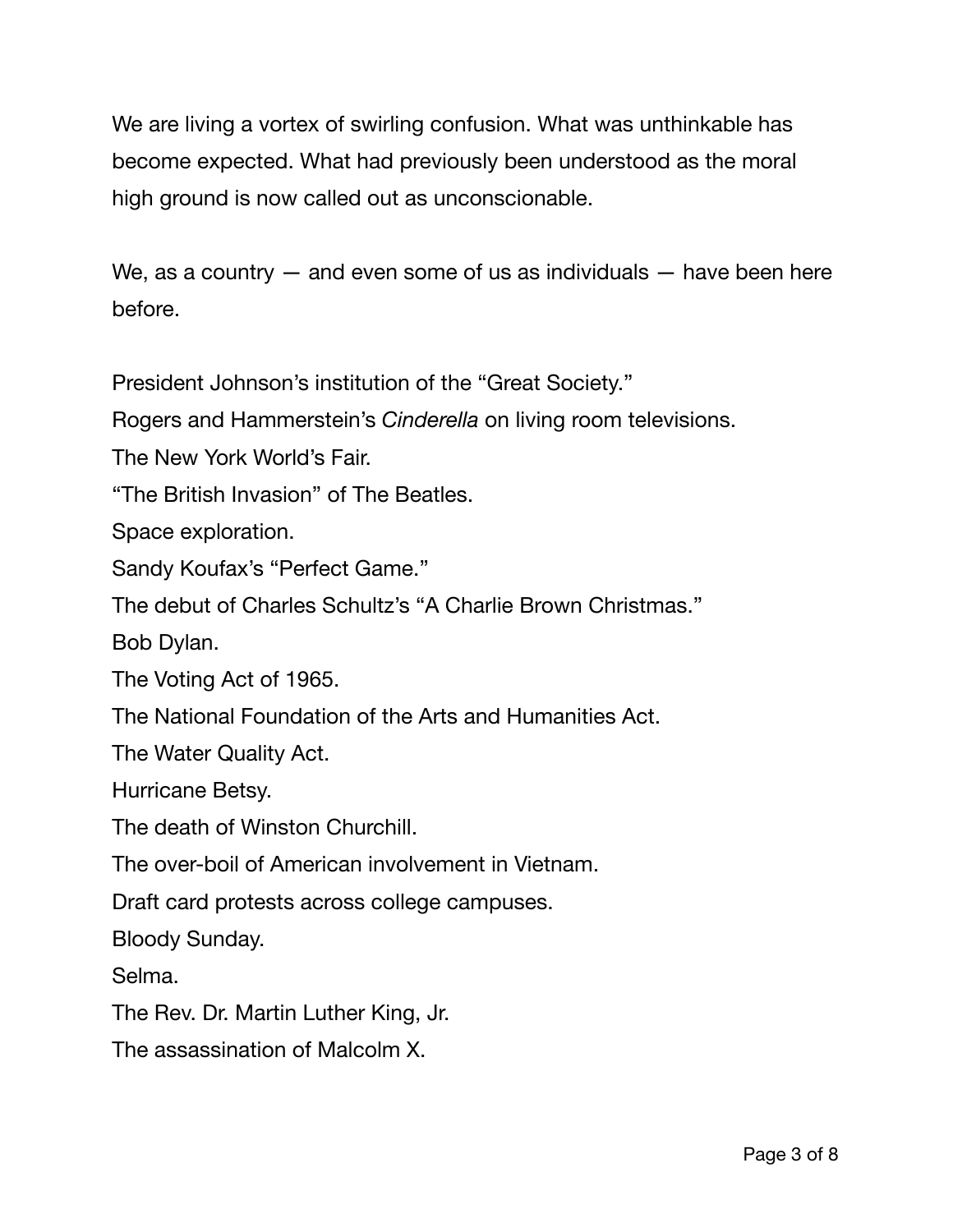We are living a vortex of swirling confusion. What was unthinkable has become expected. What had previously been understood as the moral high ground is now called out as unconscionable.

We, as a country — and even some of us as individuals — have been here before.

President Johnson's institution of the "Great Society."
Rogers and Hammerstein's *Cinderella* on living room televisions.
The New York World's Fair.
"The British Invasion" of The Beatles.
Space exploration.
Sandy Koufax's "Perfect Game."
The debut of Charles Schultz's "A Charlie Brown Christmas."
Bob Dylan.
The Voting Act of 1965.
The National Foundation of the Arts and Humanities Act.
The Water Quality Act.
Hurricane Betsy.
The death of Winston Churchill.
The over-boil of American involvement in Vietnam.
Draft card protests across college campuses.
Bloody Sunday.
Selma.
The Rev. Dr. Martin Luther King, Jr.
The assassination of Malcolm X.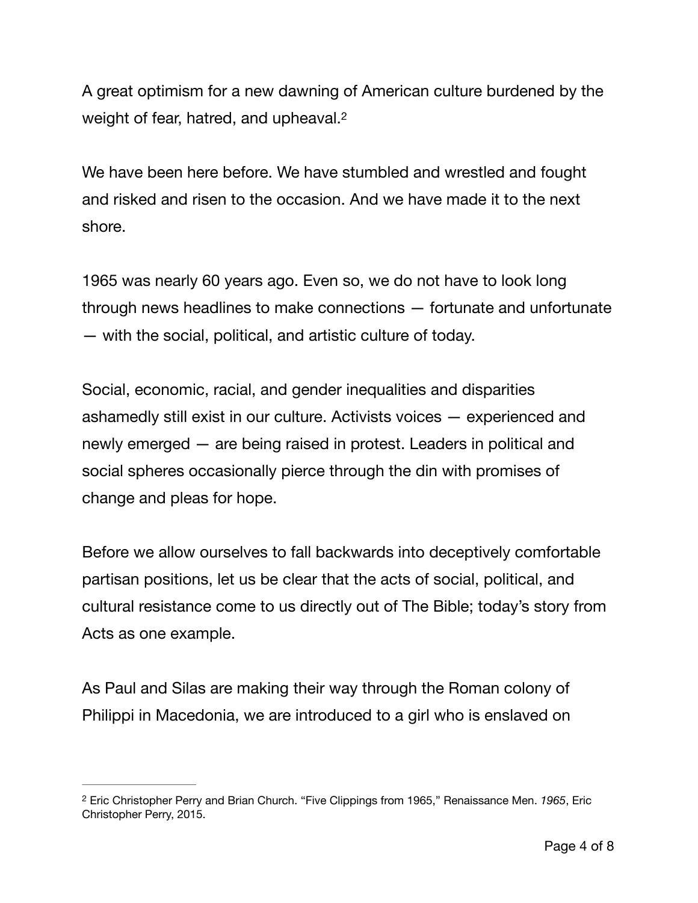A great optimism for a new dawning of American culture burdened by the weight of fear, hatred, and upheaval.[2]

We have been here before. We have stumbled and wrestled and fought and risked and risen to the occasion. And we have made it to the next shore.

1965 was nearly 60 years ago. Even so, we do not have to look long through news headlines to make connections — fortunate and unfortunate — with the social, political, and artistic culture of today.

Social, economic, racial, and gender inequalities and disparities ashamedly still exist in our culture. Activists voices — experienced and newly emerged — are being raised in protest. Leaders in political and social spheres occasionally pierce through the din with promises of change and pleas for hope.

Before we allow ourselves to fall backwards into deceptively comfortable partisan positions, let us be clear that the acts of social, political, and cultural resistance come to us directly out of The Bible; today's story from Acts as one example.

As Paul and Silas are making their way through the Roman colony of Philippi in Macedonia, we are introduced to a girl who is enslaved on

---

[2] Eric Christopher Perry and Brian Church. "Five Clippings from 1965," Renaissance Men. *1965*, Eric Christopher Perry, 2015.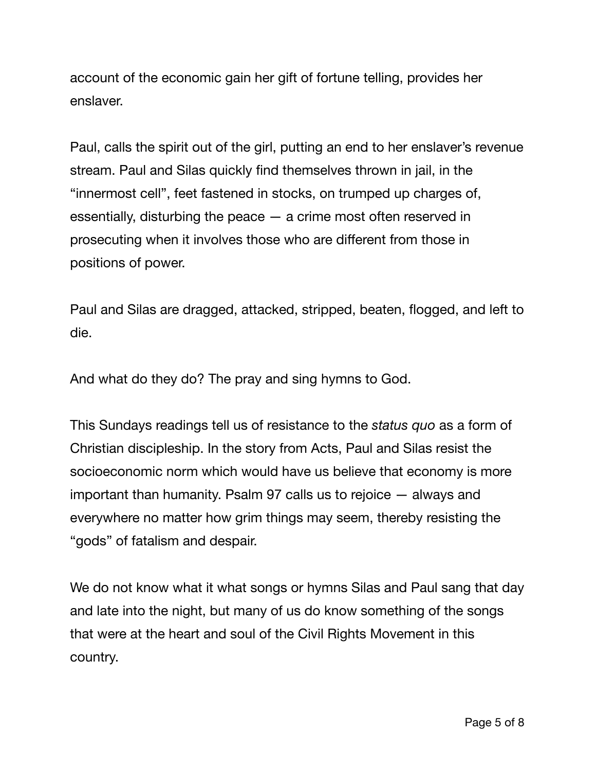account of the economic gain her gift of fortune telling, provides her enslaver.

Paul, calls the spirit out of the girl, putting an end to her enslaver's revenue stream. Paul and Silas quickly find themselves thrown in jail, in the "innermost cell", feet fastened in stocks, on trumped up charges of, essentially, disturbing the peace — a crime most often reserved in prosecuting when it involves those who are different from those in positions of power.

Paul and Silas are dragged, attacked, stripped, beaten, flogged, and left to die.

And what do they do? The pray and sing hymns to God.

This Sundays readings tell us of resistance to the *status quo* as a form of Christian discipleship. In the story from Acts, Paul and Silas resist the socioeconomic norm which would have us believe that economy is more important than humanity. Psalm 97 calls us to rejoice — always and everywhere no matter how grim things may seem, thereby resisting the "gods" of fatalism and despair.

We do not know what it what songs or hymns Silas and Paul sang that day and late into the night, but many of us do know something of the songs that were at the heart and soul of the Civil Rights Movement in this country.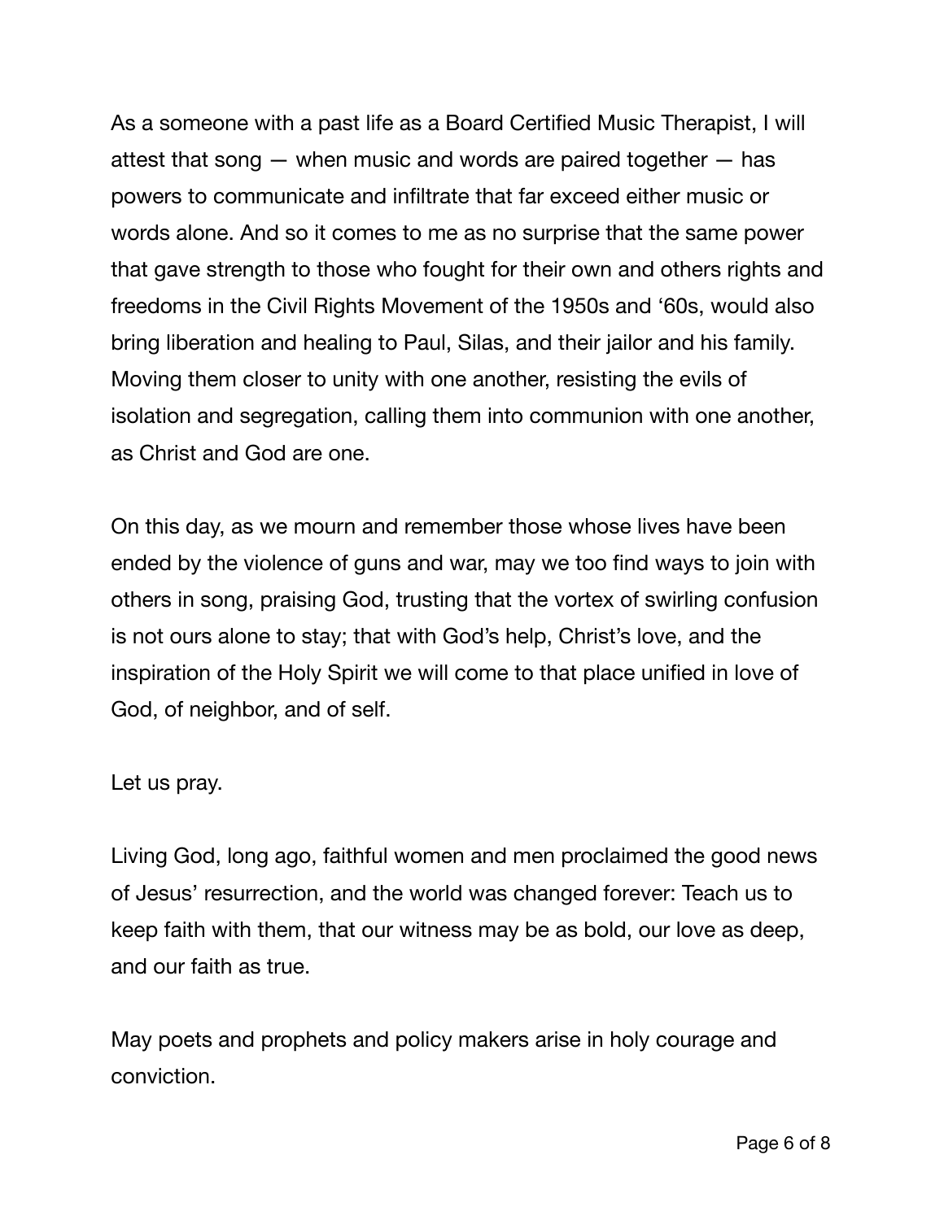As a someone with a past life as a Board Certified Music Therapist, I will attest that song — when music and words are paired together — has powers to communicate and infiltrate that far exceed either music or words alone. And so it comes to me as no surprise that the same power that gave strength to those who fought for their own and others rights and freedoms in the Civil Rights Movement of the 1950s and '60s, would also bring liberation and healing to Paul, Silas, and their jailor and his family. Moving them closer to unity with one another, resisting the evils of isolation and segregation, calling them into communion with one another, as Christ and God are one.

On this day, as we mourn and remember those whose lives have been ended by the violence of guns and war, may we too find ways to join with others in song, praising God, trusting that the vortex of swirling confusion is not ours alone to stay; that with God's help, Christ's love, and the inspiration of the Holy Spirit we will come to that place unified in love of God, of neighbor, and of self.

Let us pray.

Living God, long ago, faithful women and men proclaimed the good news of Jesus' resurrection, and the world was changed forever: Teach us to keep faith with them, that our witness may be as bold, our love as deep, and our faith as true.

May poets and prophets and policy makers arise in holy courage and conviction.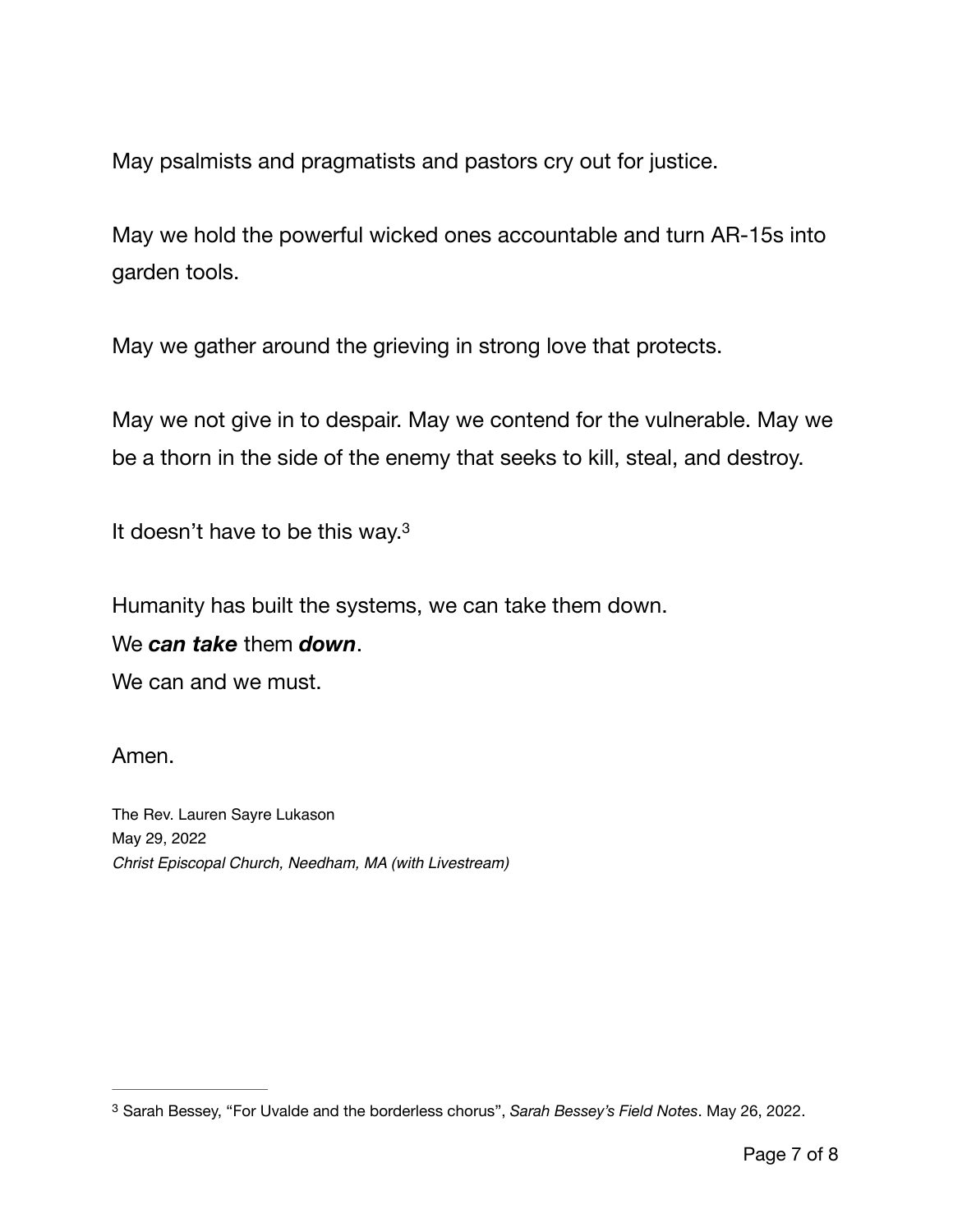May psalmists and pragmatists and pastors cry out for justice.

May we hold the powerful wicked ones accountable and turn AR-15s into garden tools.

May we gather around the grieving in strong love that protects.

May we not give in to despair. May we contend for the vulnerable. May we be a thorn in the side of the enemy that seeks to kill, steal, and destroy.

It doesn't have to be this way.[3]

Humanity has built the systems, we can take them down.
We ***can take*** them ***down***.
We can and we must.

Amen.

The Rev. Lauren Sayre Lukason
May 29, 2022
*Christ Episcopal Church, Needham, MA (with Livestream)*

---

[3] Sarah Bessey, "For Uvalde and the borderless chorus", *Sarah Bessey's Field Notes*. May 26, 2022.